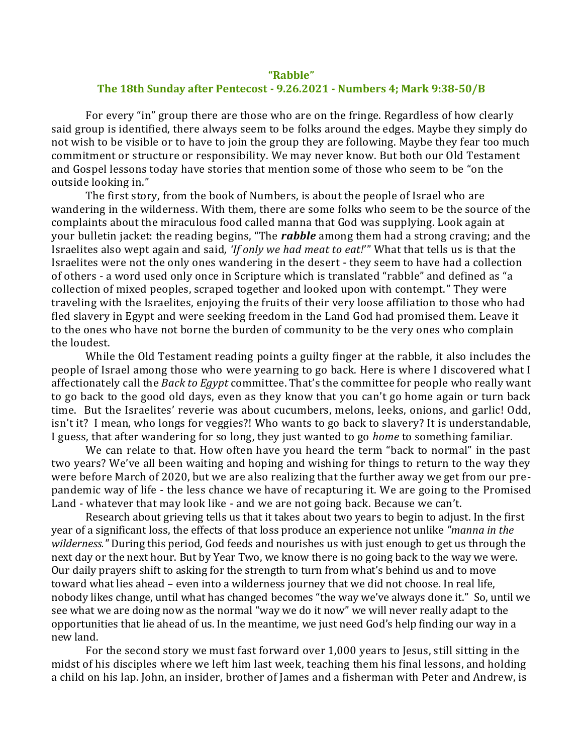**“Rabble”**

**The 18th Sunday after Pentecost - 9.26.2021 - Numbers 4; Mark 9:38-50/B**

For every “in” group there are those who are on the fringe. Regardless of how clearly said group is identified, there always seem to be folks around the edges. Maybe they simply do not wish to be visible or to have to join the group they are following. Maybe they fear too much commitment or structure or responsibility. We may never know. But both our Old Testament and Gospel lessons today have stories that mention some of those who seem to be “on the outside looking in.”

The first story, from the book of Numbers, is about the people of Israel who are wandering in the wilderness. With them, there are some folks who seem to be the source of the complaints about the miraculous food called manna that God was supplying. Look again at your bulletin jacket: the reading begins, “The ***rabble*** among them had a strong craving; and the Israelites also wept again and said*, ‘If only we had meat to eat!’*” What that tells us is that the Israelites were not the only ones wandering in the desert - they seem to have had a collection of others - a word used only once in Scripture which is translated “rabble” and defined as “a collection of mixed peoples, scraped together and looked upon with contempt.” They were traveling with the Israelites, enjoying the fruits of their very loose affiliation to those who had fled slavery in Egypt and were seeking freedom in the Land God had promised them. Leave it to the ones who have not borne the burden of community to be the very ones who complain the loudest.

While the Old Testament reading points a guilty finger at the rabble, it also includes the people of Israel among those who were yearning to go back. Here is where I discovered what I affectionately call the *Back to Egypt* committee. That’s the committee for people who really want to go back to the good old days, even as they know that you can’t go home again or turn back time. But the Israelites’ reverie was about cucumbers, melons, leeks, onions, and garlic! Odd, isn’t it? I mean, who longs for veggies?! Who wants to go back to slavery? It is understandable, I guess, that after wandering for so long, they just wanted to go *home* to something familiar.

We can relate to that. How often have you heard the term “back to normal” in the past two years? We’ve all been waiting and hoping and wishing for things to return to the way they were before March of 2020, but we are also realizing that the further away we get from our pre-pandemic way of life - the less chance we have of recapturing it. We are going to the Promised Land - whatever that may look like - and we are not going back. Because we can’t.

Research about grieving tells us that it takes about two years to begin to adjust. In the first year of a significant loss, the effects of that loss produce an experience not unlike *"manna in the wilderness."* During this period, God feeds and nourishes us with just enough to get us through the next day or the next hour. But by Year Two, we know there is no going back to the way we were. Our daily prayers shift to asking for the strength to turn from what’s behind us and to move toward what lies ahead – even into a wilderness journey that we did not choose. In real life, nobody likes change, until what has changed becomes “the way we’ve always done it.” So, until we see what we are doing now as the normal “way we do it now” we will never really adapt to the opportunities that lie ahead of us. In the meantime, we just need God’s help finding our way in a new land.

For the second story we must fast forward over 1,000 years to Jesus, still sitting in the midst of his disciples where we left him last week, teaching them his final lessons, and holding a child on his lap. John, an insider, brother of James and a fisherman with Peter and Andrew, is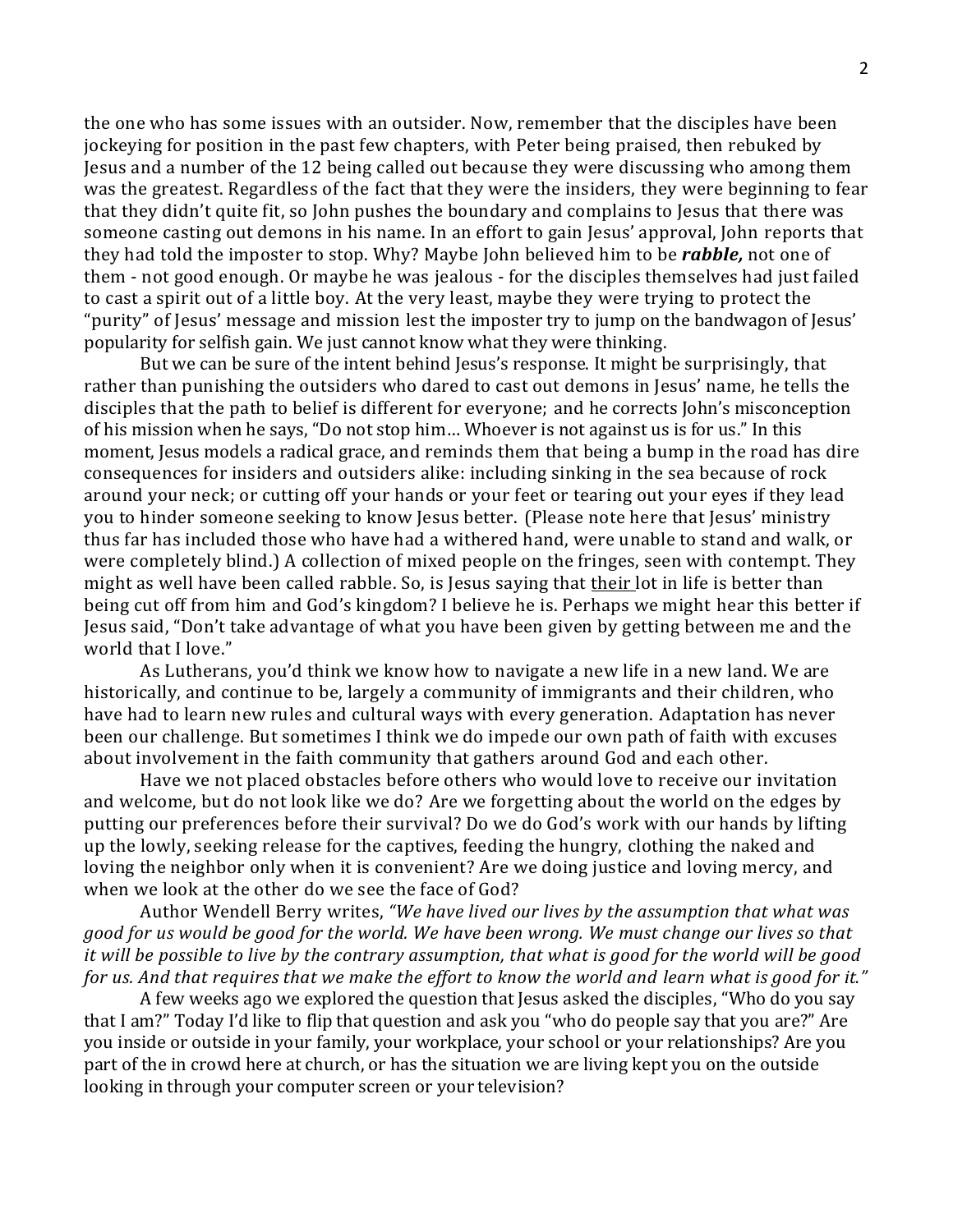the one who has some issues with an outsider. Now, remember that the disciples have been jockeying for position in the past few chapters, with Peter being praised, then rebuked by Jesus and a number of the 12 being called out because they were discussing who among them was the greatest. Regardless of the fact that they were the insiders, they were beginning to fear that they didn't quite fit, so John pushes the boundary and complains to Jesus that there was someone casting out demons in his name. In an effort to gain Jesus' approval, John reports that they had told the imposter to stop. Why? Maybe John believed him to be ***rabble,*** not one of them - not good enough. Or maybe he was jealous - for the disciples themselves had just failed to cast a spirit out of a little boy. At the very least, maybe they were trying to protect the "purity" of Jesus' message and mission lest the imposter try to jump on the bandwagon of Jesus' popularity for selfish gain. We just cannot know what they were thinking.

But we can be sure of the intent behind Jesus's response. It might be surprisingly, that rather than punishing the outsiders who dared to cast out demons in Jesus' name, he tells the disciples that the path to belief is different for everyone; and he corrects John's misconception of his mission when he says, "Do not stop him… Whoever is not against us is for us." In this moment, Jesus models a radical grace, and reminds them that being a bump in the road has dire consequences for insiders and outsiders alike: including sinking in the sea because of rock around your neck; or cutting off your hands or your feet or tearing out your eyes if they lead you to hinder someone seeking to know Jesus better. (Please note here that Jesus' ministry thus far has included those who have had a withered hand, were unable to stand and walk, or were completely blind.) A collection of mixed people on the fringes, seen with contempt. They might as well have been called rabble. So, is Jesus saying that <u>their</u> lot in life is better than being cut off from him and God's kingdom? I believe he is. Perhaps we might hear this better if Jesus said, "Don't take advantage of what you have been given by getting between me and the world that I love."

As Lutherans, you'd think we know how to navigate a new life in a new land. We are historically, and continue to be, largely a community of immigrants and their children, who have had to learn new rules and cultural ways with every generation. Adaptation has never been our challenge. But sometimes I think we do impede our own path of faith with excuses about involvement in the faith community that gathers around God and each other.

Have we not placed obstacles before others who would love to receive our invitation and welcome, but do not look like we do? Are we forgetting about the world on the edges by putting our preferences before their survival? Do we do God's work with our hands by lifting up the lowly, seeking release for the captives, feeding the hungry, clothing the naked and loving the neighbor only when it is convenient? Are we doing justice and loving mercy, and when we look at the other do we see the face of God?

Author Wendell Berry writes, *"We have lived our lives by the assumption that what was good for us would be good for the world. We have been wrong. We must change our lives so that it will be possible to live by the contrary assumption, that what is good for the world will be good for us. And that requires that we make the effort to know the world and learn what is good for it."*

A few weeks ago we explored the question that Jesus asked the disciples, "Who do you say that I am?" Today I'd like to flip that question and ask you "who do people say that you are?" Are you inside or outside in your family, your workplace, your school or your relationships? Are you part of the in crowd here at church, or has the situation we are living kept you on the outside looking in through your computer screen or your television?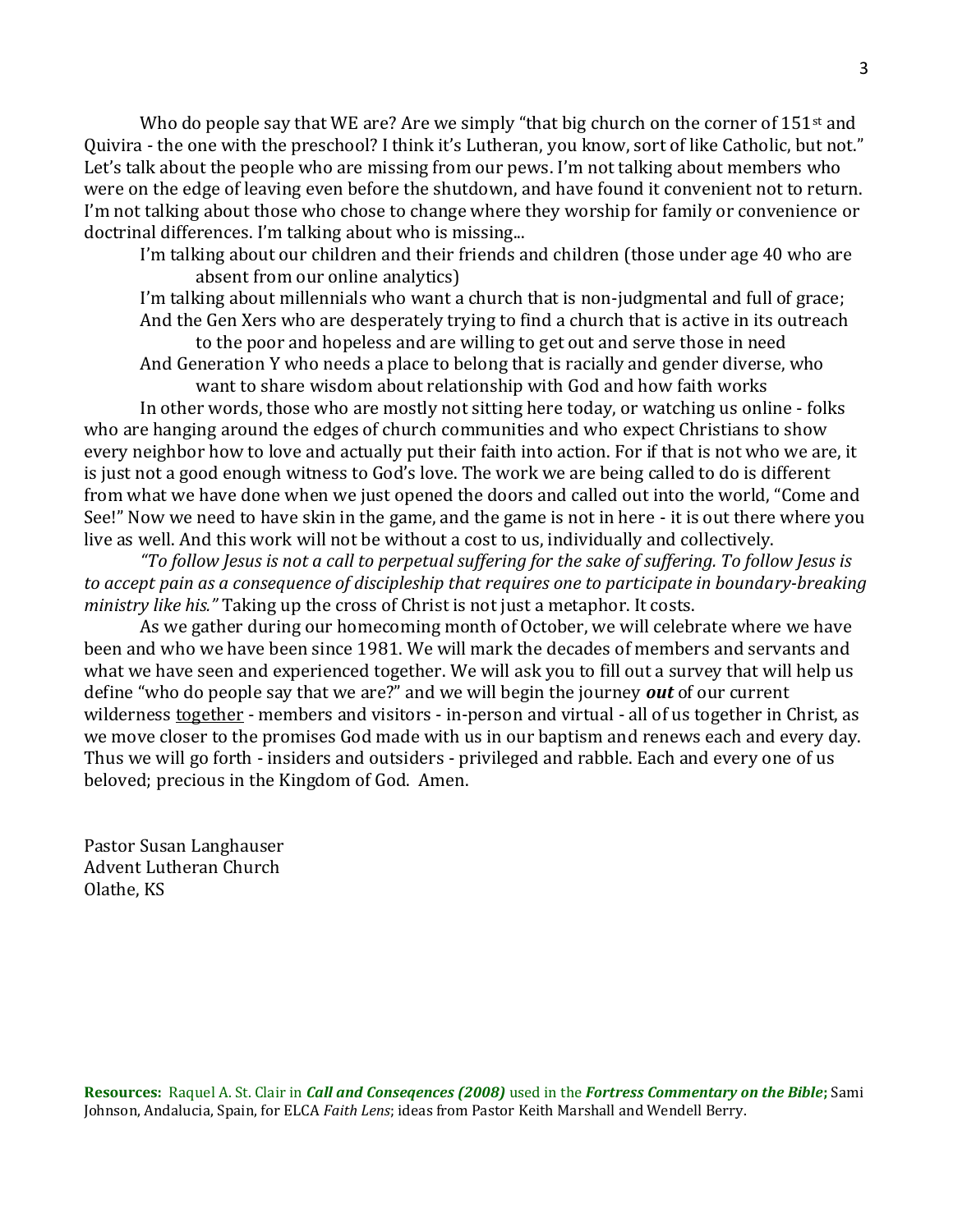Who do people say that WE are? Are we simply "that big church on the corner of 151st and Quivira - the one with the preschool? I think it's Lutheran, you know, sort of like Catholic, but not." Let's talk about the people who are missing from our pews. I'm not talking about members who were on the edge of leaving even before the shutdown, and have found it convenient not to return. I'm not talking about those who chose to change where they worship for family or convenience or doctrinal differences. I'm talking about who is missing...

I'm talking about our children and their friends and children (those under age 40 who are absent from our online analytics)

I'm talking about millennials who want a church that is non-judgmental and full of grace;

And the Gen Xers who are desperately trying to find a church that is active in its outreach to the poor and hopeless and are willing to get out and serve those in need

And Generation Y who needs a place to belong that is racially and gender diverse, who want to share wisdom about relationship with God and how faith works

In other words, those who are mostly not sitting here today, or watching us online - folks who are hanging around the edges of church communities and who expect Christians to show every neighbor how to love and actually put their faith into action. For if that is not who we are, it is just not a good enough witness to God's love. The work we are being called to do is different from what we have done when we just opened the doors and called out into the world, "Come and See!" Now we need to have skin in the game, and the game is not in here - it is out there where you live as well. And this work will not be without a cost to us, individually and collectively.

*"To follow Jesus is not a call to perpetual suffering for the sake of suffering. To follow Jesus is to accept pain as a consequence of discipleship that requires one to participate in boundary-breaking ministry like his."* Taking up the cross of Christ is not just a metaphor. It costs.

As we gather during our homecoming month of October, we will celebrate where we have been and who we have been since 1981. We will mark the decades of members and servants and what we have seen and experienced together. We will ask you to fill out a survey that will help us define "who do people say that we are?" and we will begin the journey ***out*** of our current wilderness <u>together</u> - members and visitors - in-person and virtual - all of us together in Christ, as we move closer to the promises God made with us in our baptism and renews each and every day. Thus we will go forth - insiders and outsiders - privileged and rabble. Each and every one of us beloved; precious in the Kingdom of God. Amen.

Pastor Susan Langhauser
Advent Lutheran Church
Olathe, KS

**Resources:** Raquel A. St. Clair in ***Call and Conseqences (2008)*** used in the ***Fortress Commentary on the Bible*;** Sami Johnson, Andalucia, Spain, for ELCA *Faith Lens*; ideas from Pastor Keith Marshall and Wendell Berry.